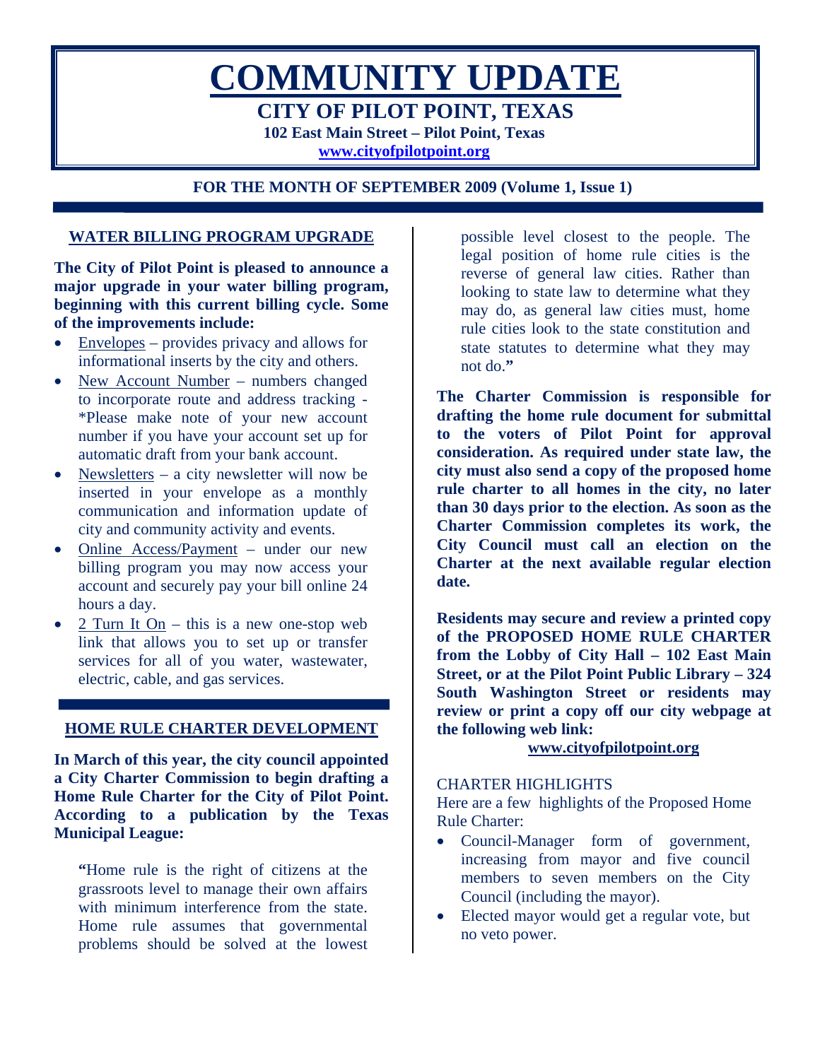# COMMUNITY UPDATE

## CITY OF PILOT POINT, TEXAS

**102 East Main Street – Pilot Point, Texas**

**www.cityofpilotpoint.org**

**FOR THE MONTH OF SEPTEMBER 2009 (Volume 1, Issue 1)**

## WATER BILLING PROGRAM UPGRADE

**The City of Pilot Point is pleased to announce a major upgrade in your water billing program, beginning with this current billing cycle. Some of the improvements include:**

- Envelopes – provides privacy and allows for informational inserts by the city and others.
- New Account Number – numbers changed to incorporate route and address tracking - *Please make note of your new account number if you have your account set up for automatic draft from your bank account.
- Newsletters – a city newsletter will now be inserted in your envelope as a monthly communication and information update of city and community activity and events.
- Online Access/Payment – under our new billing program you may now access your account and securely pay your bill online 24 hours a day.
- 2 Turn It On – this is a new one-stop web link that allows you to set up or transfer services for all of you water, wastewater, electric, cable, and gas services.

## HOME RULE CHARTER DEVELOPMENT

**In March of this year, the city council appointed a City Charter Commission to begin drafting a Home Rule Charter for the City of Pilot Point. According to a publication by the Texas Municipal League:**

> **"**Home rule is the right of citizens at the grassroots level to manage their own affairs with minimum interference from the state. Home rule assumes that governmental problems should be solved at the lowest possible level closest to the people. The legal position of home rule cities is the reverse of general law cities. Rather than looking to state law to determine what they may do, as general law cities must, home rule cities look to the state constitution and state statutes to determine what they may not do.**"**

**The Charter Commission is responsible for drafting the home rule document for submittal to the voters of Pilot Point for approval consideration. As required under state law, the city must also send a copy of the proposed home rule charter to all homes in the city, no later than 30 days prior to the election. As soon as the Charter Commission completes its work, the City Council must call an election on the Charter at the next available regular election date.**

**Residents may secure and review a printed copy of the PROPOSED HOME RULE CHARTER from the Lobby of City Hall – 102 East Main Street, or at the Pilot Point Public Library – 324 South Washington Street or residents may review or print a copy off our city webpage at the following web link:**

**www.cityofpilotpoint.org**

CHARTER HIGHLIGHTS

Here are a few highlights of the Proposed Home Rule Charter:

- Council-Manager form of government, increasing from mayor and five council members to seven members on the City Council (including the mayor).
- Elected mayor would get a regular vote, but no veto power.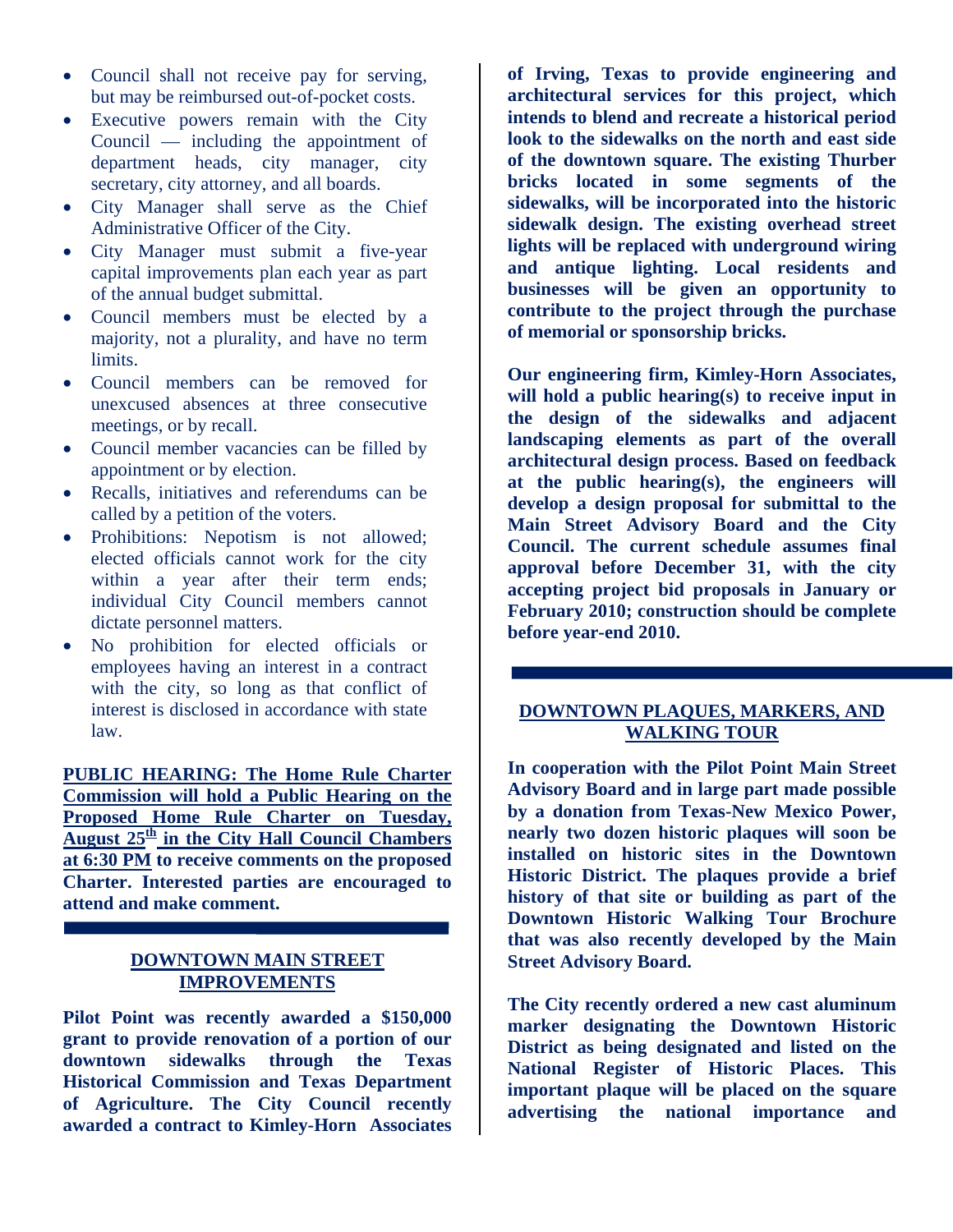- Council shall not receive pay for serving, but may be reimbursed out-of-pocket costs.
- Executive powers remain with the City Council — including the appointment of department heads, city manager, city secretary, city attorney, and all boards.
- City Manager shall serve as the Chief Administrative Officer of the City.
- City Manager must submit a five-year capital improvements plan each year as part of the annual budget submittal.
- Council members must be elected by a majority, not a plurality, and have no term limits.
- Council members can be removed for unexcused absences at three consecutive meetings, or by recall.
- Council member vacancies can be filled by appointment or by election.
- Recalls, initiatives and referendums can be called by a petition of the voters.
- Prohibitions: Nepotism is not allowed; elected officials cannot work for the city within a year after their term ends; individual City Council members cannot dictate personnel matters.
- No prohibition for elected officials or employees having an interest in a contract with the city, so long as that conflict of interest is disclosed in accordance with state law.

**PUBLIC HEARING: The Home Rule Charter Commission will hold a Public Hearing on the Proposed Home Rule Charter on Tuesday, August 25th in the City Hall Council Chambers at 6:30 PM to receive comments on the proposed Charter. Interested parties are encouraged to attend and make comment.**

## DOWNTOWN MAIN STREET IMPROVEMENTS

**Pilot Point was recently awarded a $150,000 grant to provide renovation of a portion of our downtown sidewalks through the Texas Historical Commission and Texas Department of Agriculture. The City Council recently awarded a contract to Kimley-Horn Associates of Irving, Texas to provide engineering and architectural services for this project, which intends to blend and recreate a historical period look to the sidewalks on the north and east side of the downtown square. The existing Thurber bricks located in some segments of the sidewalks, will be incorporated into the historic sidewalk design. The existing overhead street lights will be replaced with underground wiring and antique lighting. Local residents and businesses will be given an opportunity to contribute to the project through the purchase of memorial or sponsorship bricks.**

**Our engineering firm, Kimley-Horn Associates, will hold a public hearing(s) to receive input in the design of the sidewalks and adjacent landscaping elements as part of the overall architectural design process. Based on feedback at the public hearing(s), the engineers will develop a design proposal for submittal to the Main Street Advisory Board and the City Council. The current schedule assumes final approval before December 31, with the city accepting project bid proposals in January or February 2010; construction should be complete before year-end 2010.**

## DOWNTOWN PLAQUES, MARKERS, AND WALKING TOUR

**In cooperation with the Pilot Point Main Street Advisory Board and in large part made possible by a donation from Texas-New Mexico Power, nearly two dozen historic plaques will soon be installed on historic sites in the Downtown Historic District. The plaques provide a brief history of that site or building as part of the Downtown Historic Walking Tour Brochure that was also recently developed by the Main Street Advisory Board.**

**The City recently ordered a new cast aluminum marker designating the Downtown Historic District as being designated and listed on the National Register of Historic Places. This important plaque will be placed on the square advertising the national importance and**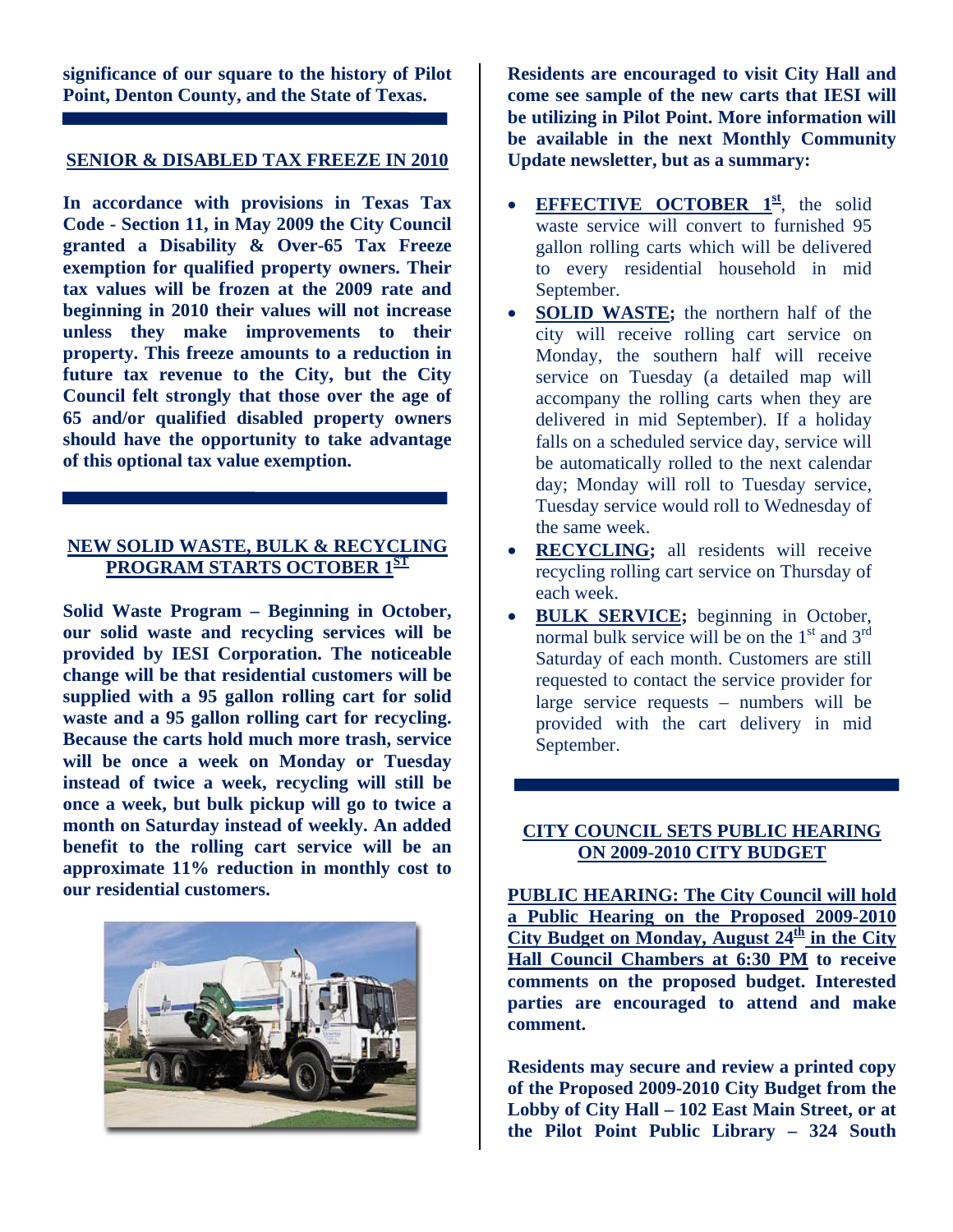**significance of our square to the history of Pilot Point, Denton County, and the State of Texas.**

## SENIOR & DISABLED TAX FREEZE IN 2010

**In accordance with provisions in Texas Tax Code - Section 11, in May 2009 the City Council granted a Disability & Over-65 Tax Freeze exemption for qualified property owners. Their tax values will be frozen at the 2009 rate and beginning in 2010 their values will not increase unless they make improvements to their property. This freeze amounts to a reduction in future tax revenue to the City, but the City Council felt strongly that those over the age of 65 and/or qualified disabled property owners should have the opportunity to take advantage of this optional tax value exemption.**

## NEW SOLID WASTE, BULK & RECYCLING PROGRAM STARTS OCTOBER 1ST

**Solid Waste Program – Beginning in October, our solid waste and recycling services will be provided by IESI Corporation. The noticeable change will be that residential customers will be supplied with a 95 gallon rolling cart for solid waste and a 95 gallon rolling cart for recycling. Because the carts hold much more trash, service will be once a week on Monday or Tuesday instead of twice a week, recycling will still be once a week, but bulk pickup will go to twice a month on Saturday instead of weekly. An added benefit to the rolling cart service will be an approximate 11% reduction in monthly cost to our residential customers.**

**Residents are encouraged to visit City Hall and come see sample of the new carts that IESI will be utilizing in Pilot Point. More information will be available in the next Monthly Community Update newsletter, but as a summary:**

- **EFFECTIVE OCTOBER 1st**, the solid waste service will convert to furnished 95 gallon rolling carts which will be delivered to every residential household in mid September.
- **SOLID WASTE;** the northern half of the city will receive rolling cart service on Monday, the southern half will receive service on Tuesday (a detailed map will accompany the rolling carts when they are delivered in mid September). If a holiday falls on a scheduled service day, service will be automatically rolled to the next calendar day; Monday will roll to Tuesday service, Tuesday service would roll to Wednesday of the same week.
- **RECYCLING;** all residents will receive recycling rolling cart service on Thursday of each week.
- **BULK SERVICE;** beginning in October, normal bulk service will be on the 1st and 3rd Saturday of each month. Customers are still requested to contact the service provider for large service requests – numbers will be provided with the cart delivery in mid September.

## CITY COUNCIL SETS PUBLIC HEARING ON 2009-2010 CITY BUDGET

**PUBLIC HEARING: The City Council will hold a Public Hearing on the Proposed 2009-2010 City Budget on Monday, August 24th in the City Hall Council Chambers at 6:30 PM to receive comments on the proposed budget. Interested parties are encouraged to attend and make comment.**

**Residents may secure and review a printed copy of the Proposed 2009-2010 City Budget from the Lobby of City Hall – 102 East Main Street, or at the Pilot Point Public Library – 324 South**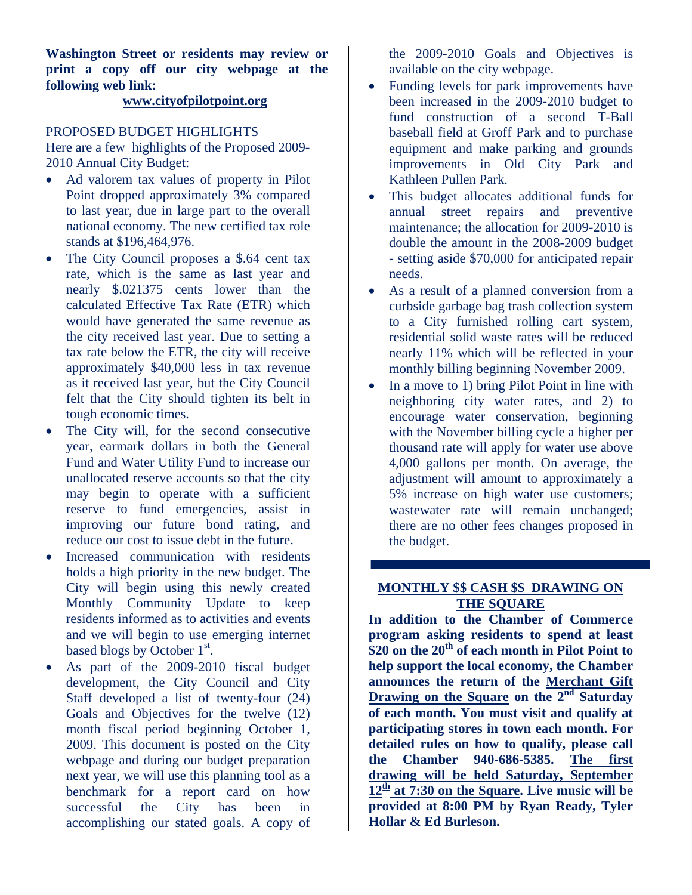**Washington Street or residents may review or print a copy off our city webpage at the following web link:**

**www.cityofpilotpoint.org**

PROPOSED BUDGET HIGHLIGHTS

Here are a few highlights of the Proposed 2009-2010 Annual City Budget:

- Ad valorem tax values of property in Pilot Point dropped approximately 3% compared to last year, due in large part to the overall national economy. The new certified tax role stands at $196,464,976.
- The City Council proposes a $.64 cent tax rate, which is the same as last year and nearly $.021375 cents lower than the calculated Effective Tax Rate (ETR) which would have generated the same revenue as the city received last year. Due to setting a tax rate below the ETR, the city will receive approximately $40,000 less in tax revenue as it received last year, but the City Council felt that the City should tighten its belt in tough economic times.
- The City will, for the second consecutive year, earmark dollars in both the General Fund and Water Utility Fund to increase our unallocated reserve accounts so that the city may begin to operate with a sufficient reserve to fund emergencies, assist in improving our future bond rating, and reduce our cost to issue debt in the future.
- Increased communication with residents holds a high priority in the new budget. The City will begin using this newly created Monthly Community Update to keep residents informed as to activities and events and we will begin to use emerging internet based blogs by October 1st.
- As part of the 2009-2010 fiscal budget development, the City Council and City Staff developed a list of twenty-four (24) Goals and Objectives for the twelve (12) month fiscal period beginning October 1, 2009. This document is posted on the City webpage and during our budget preparation next year, we will use this planning tool as a benchmark for a report card on how successful the City has been in accomplishing our stated goals. A copy of the 2009-2010 Goals and Objectives is available on the city webpage.
- Funding levels for park improvements have been increased in the 2009-2010 budget to fund construction of a second T-Ball baseball field at Groff Park and to purchase equipment and make parking and grounds improvements in Old City Park and Kathleen Pullen Park.
- This budget allocates additional funds for annual street repairs and preventive maintenance; the allocation for 2009-2010 is double the amount in the 2008-2009 budget - setting aside $70,000 for anticipated repair needs.
- As a result of a planned conversion from a curbside garbage bag trash collection system to a City furnished rolling cart system, residential solid waste rates will be reduced nearly 11% which will be reflected in your monthly billing beginning November 2009.
- In a move to 1) bring Pilot Point in line with neighboring city water rates, and 2) to encourage water conservation, beginning with the November billing cycle a higher per thousand rate will apply for water use above 4,000 gallons per month. On average, the adjustment will amount to approximately a 5% increase on high water use customers; wastewater rate will remain unchanged; there are no other fees changes proposed in the budget.

---

## MONTHLY $$ CASH $$ DRAWING ON THE SQUARE

**In addition to the Chamber of Commerce program asking residents to spend at least $20 on the 20th of each month in Pilot Point to help support the local economy, the Chamber announces the return of the Merchant Gift Drawing on the Square on the 2nd Saturday of each month. You must visit and qualify at participating stores in town each month. For detailed rules on how to qualify, please call the Chamber 940-686-5385. The first drawing will be held Saturday, September 12th at 7:30 on the Square. Live music will be provided at 8:00 PM by Ryan Ready, Tyler Hollar & Ed Burleson.**